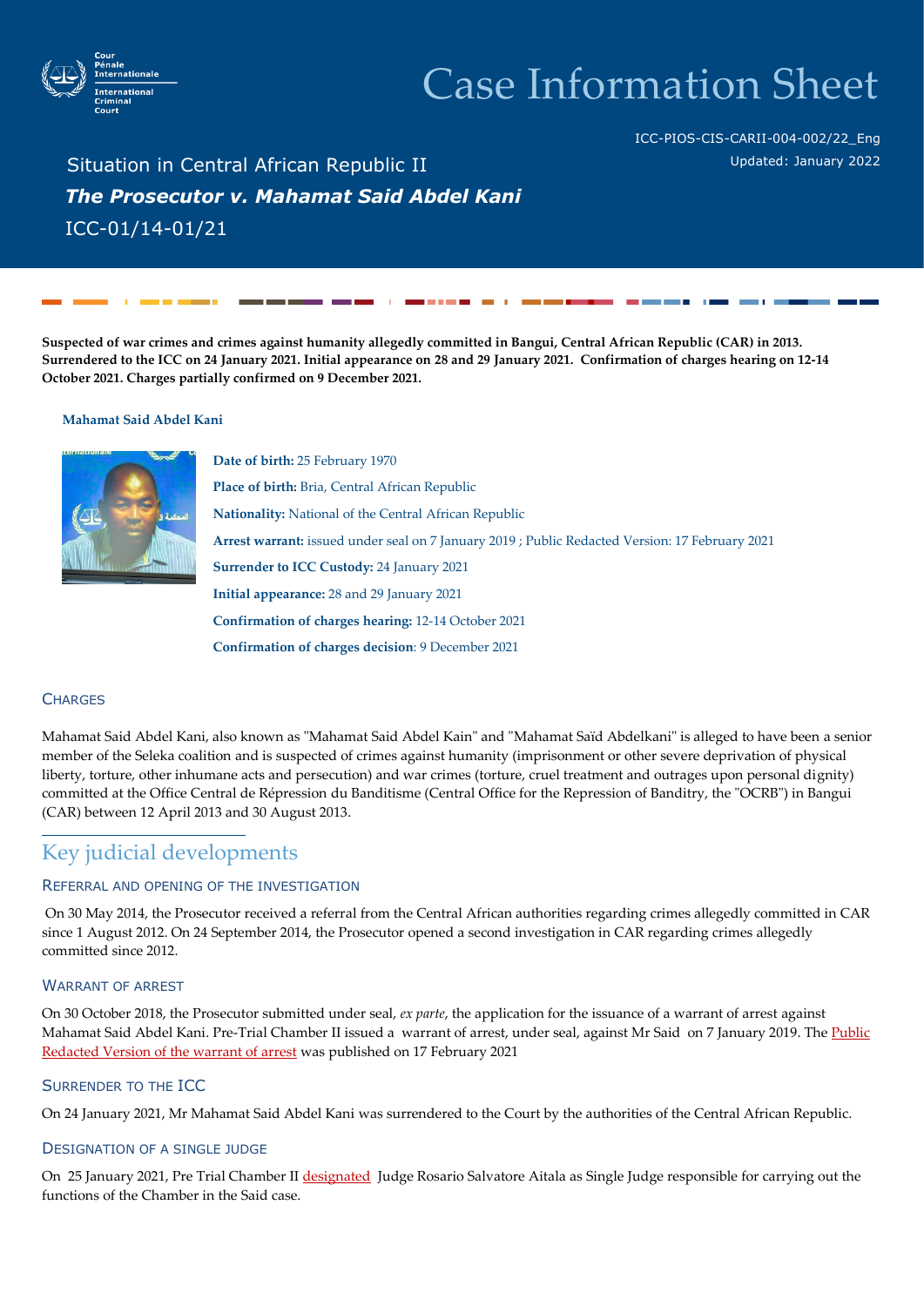# Case Information Sheet

ICC-PIOS-CIS-CARII-004-002/22_Eng
Updated: January 2022

## Situation in Central African Republic II
## ***The Prosecutor v. Mahamat Said Abdel Kani***
## ICC-01/14-01/21

**Suspected of war crimes and crimes against humanity allegedly committed in Bangui, Central African Republic (CAR) in 2013. Surrendered to the ICC on 24 January 2021. Initial appearance on 28 and 29 January 2021. Confirmation of charges hearing on 12-14 October 2021. Charges partially confirmed on 9 December 2021.**

**Mahamat Said Abdel Kani**

**Date of birth:** 25 February 1970
**Place of birth:** Bria, Central African Republic
**Nationality:** National of the Central African Republic
**Arrest warrant:** issued under seal on 7 January 2019 ; Public Redacted Version: 17 February 2021
**Surrender to ICC Custody:** 24 January 2021
**Initial appearance:** 28 and 29 January 2021
**Confirmation of charges hearing:** 12-14 October 2021
**Confirmation of charges decision**: 9 December 2021

### Charges

Mahamat Said Abdel Kani, also known as "Mahamat Said Abdel Kain" and "Mahamat Saïd Abdelkani" is alleged to have been a senior member of the Seleka coalition and is suspected of crimes against humanity (imprisonment or other severe deprivation of physical liberty, torture, other inhumane acts and persecution) and war crimes (torture, cruel treatment and outrages upon personal dignity) committed at the Office Central de Répression du Banditisme (Central Office for the Repression of Banditry, the "OCRB") in Bangui (CAR) between 12 April 2013 and 30 August 2013.

## Key judicial developments

### Referral and opening of the investigation

On 30 May 2014, the Prosecutor received a referral from the Central African authorities regarding crimes allegedly committed in CAR since 1 August 2012. On 24 September 2014, the Prosecutor opened a second investigation in CAR regarding crimes allegedly committed since 2012.

### Warrant of arrest

On 30 October 2018, the Prosecutor submitted under seal, *ex parte*, the application for the issuance of a warrant of arrest against Mahamat Said Abdel Kani. Pre-Trial Chamber II issued a warrant of arrest, under seal, against Mr Said on 7 January 2019. The Public Redacted Version of the warrant of arrest was published on 17 February 2021

### Surrender to the ICC

On 24 January 2021, Mr Mahamat Said Abdel Kani was surrendered to the Court by the authorities of the Central African Republic.

### Designation of a single judge

On 25 January 2021, Pre Trial Chamber II designated Judge Rosario Salvatore Aitala as Single Judge responsible for carrying out the functions of the Chamber in the Said case.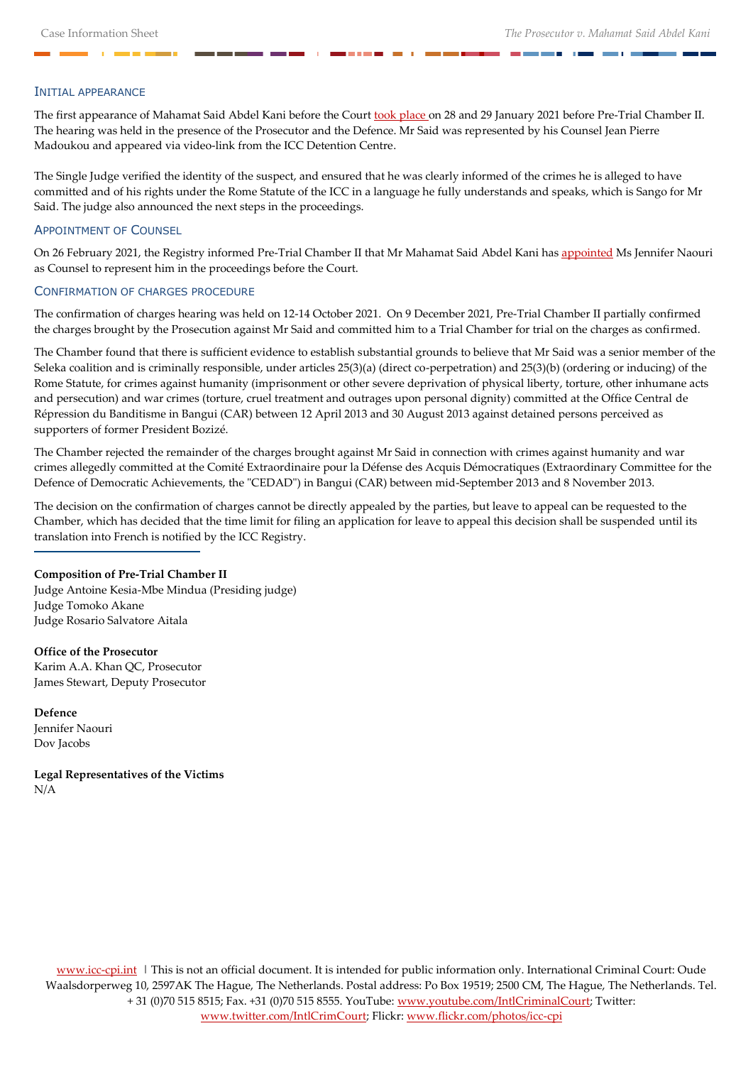## Initial appearance

The first appearance of Mahamat Said Abdel Kani before the Court took place on 28 and 29 January 2021 before Pre-Trial Chamber II. The hearing was held in the presence of the Prosecutor and the Defence. Mr Said was represented by his Counsel Jean Pierre Madoukou and appeared via video-link from the ICC Detention Centre.

The Single Judge verified the identity of the suspect, and ensured that he was clearly informed of the crimes he is alleged to have committed and of his rights under the Rome Statute of the ICC in a language he fully understands and speaks, which is Sango for Mr Said. The judge also announced the next steps in the proceedings.

## Appointment of Counsel

On 26 February 2021, the Registry informed Pre-Trial Chamber II that Mr Mahamat Said Abdel Kani has appointed Ms Jennifer Naouri as Counsel to represent him in the proceedings before the Court.

## Confirmation of charges procedure

The confirmation of charges hearing was held on 12-14 October 2021. On 9 December 2021, Pre-Trial Chamber II partially confirmed the charges brought by the Prosecution against Mr Said and committed him to a Trial Chamber for trial on the charges as confirmed.

The Chamber found that there is sufficient evidence to establish substantial grounds to believe that Mr Said was a senior member of the Seleka coalition and is criminally responsible, under articles 25(3)(a) (direct co-perpetration) and 25(3)(b) (ordering or inducing) of the Rome Statute, for crimes against humanity (imprisonment or other severe deprivation of physical liberty, torture, other inhumane acts and persecution) and war crimes (torture, cruel treatment and outrages upon personal dignity) committed at the Office Central de Répression du Banditisme in Bangui (CAR) between 12 April 2013 and 30 August 2013 against detained persons perceived as supporters of former President Bozizé.

The Chamber rejected the remainder of the charges brought against Mr Said in connection with crimes against humanity and war crimes allegedly committed at the Comité Extraordinaire pour la Défense des Acquis Démocratiques (Extraordinary Committee for the Defence of Democratic Achievements, the "CEDAD") in Bangui (CAR) between mid-September 2013 and 8 November 2013.

The decision on the confirmation of charges cannot be directly appealed by the parties, but leave to appeal can be requested to the Chamber, which has decided that the time limit for filing an application for leave to appeal this decision shall be suspended until its translation into French is notified by the ICC Registry.

---

**Composition of Pre-Trial Chamber II**
Judge Antoine Kesia-Mbe Mindua (Presiding judge)
Judge Tomoko Akane
Judge Rosario Salvatore Aitala

**Office of the Prosecutor**
Karim A.A. Khan QC, Prosecutor
James Stewart, Deputy Prosecutor

**Defence**
Jennifer Naouri
Dov Jacobs

**Legal Representatives of the Victims**
N/A

www.icc-cpi.int | This is not an official document. It is intended for public information only. International Criminal Court: Oude Waalsdorperweg 10, 2597AK The Hague, The Netherlands. Postal address: Po Box 19519; 2500 CM, The Hague, The Netherlands. Tel. + 31 (0)70 515 8515; Fax. +31 (0)70 515 8555. YouTube: www.youtube.com/IntlCriminalCourt; Twitter: www.twitter.com/IntlCrimCourt; Flickr: www.flickr.com/photos/icc-cpi